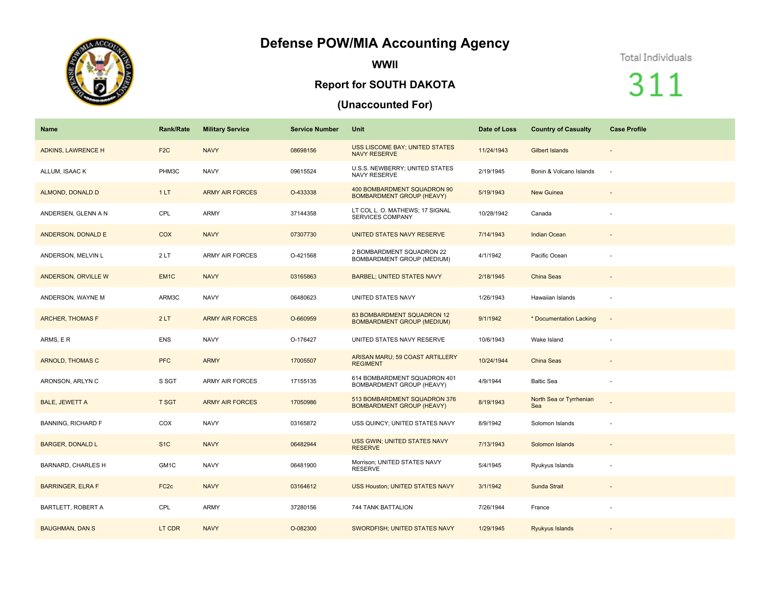# Defense POW/MIA Accounting Agency

## WWII

## Report for SOUTH DAKOTA

## (Unaccounted For)

Total Individuals

311

| Name | Rank/Rate | Military Service | Service Number | Unit | Date of Loss | Country of Casualty | Case Profile |
|---|---|---|---|---|---|---|---|
| ADKINS, LAWRENCE H | F2C | NAVY | 08698156 | USS LISCOME BAY; UNITED STATES NAVY RESERVE | 11/24/1943 | Gilbert Islands | - |
| ALLUM, ISAAC K | PHM3C | NAVY | 09615524 | U.S.S. NEWBERRY; UNITED STATES NAVY RESERVE | 2/19/1945 | Bonin & Volcano Islands | - |
| ALMOND, DONALD D | 1 LT | ARMY AIR FORCES | O-433338 | 400 BOMBARDMENT SQUADRON 90 BOMBARDMENT GROUP (HEAVY) | 5/19/1943 | New Guinea | - |
| ANDERSEN, GLENN A N | CPL | ARMY | 37144358 | LT COL L. O. MATHEWS; 17 SIGNAL SERVICES COMPANY | 10/28/1942 | Canada | - |
| ANDERSON, DONALD E | COX | NAVY | 07307730 | UNITED STATES NAVY RESERVE | 7/14/1943 | Indian Ocean | - |
| ANDERSON, MELVIN L | 2 LT | ARMY AIR FORCES | O-421568 | 2 BOMBARDMENT SQUADRON 22 BOMBARDMENT GROUP (MEDIUM) | 4/1/1942 | Pacific Ocean | - |
| ANDERSON, ORVILLE W | EM1C | NAVY | 03165863 | BARBEL; UNITED STATES NAVY | 2/18/1945 | China Seas | - |
| ANDERSON, WAYNE M | ARM3C | NAVY | 06480623 | UNITED STATES NAVY | 1/26/1943 | Hawaiian Islands | - |
| ARCHER, THOMAS F | 2 LT | ARMY AIR FORCES | O-660959 | 83 BOMBARDMENT SQUADRON 12 BOMBARDMENT GROUP (MEDIUM) | 9/1/1942 | * Documentation Lacking | - |
| ARMS, E R | ENS | NAVY | O-176427 | UNITED STATES NAVY RESERVE | 10/6/1943 | Wake Island | - |
| ARNOLD, THOMAS C | PFC | ARMY | 17005507 | ARISAN MARU; 59 COAST ARTILLERY REGIMENT | 10/24/1944 | China Seas | - |
| ARONSON, ARLYN C | S SGT | ARMY AIR FORCES | 17155135 | 614 BOMBARDMENT SQUADRON 401 BOMBARDMENT GROUP (HEAVY) | 4/9/1944 | Baltic Sea | - |
| BALE, JEWETT A | T SGT | ARMY AIR FORCES | 17050986 | 513 BOMBARDMENT SQUADRON 376 BOMBARDMENT GROUP (HEAVY) | 8/19/1943 | North Sea or Tyrrhenian Sea | - |
| BANNING, RICHARD F | COX | NAVY | 03165872 | USS QUINCY; UNITED STATES NAVY | 8/9/1942 | Solomon Islands | - |
| BARGER, DONALD L | S1C | NAVY | 06482944 | USS GWIN; UNITED STATES NAVY RESERVE | 7/13/1943 | Solomon Islands | - |
| BARNARD, CHARLES H | GM1C | NAVY | 06481900 | Morrison; UNITED STATES NAVY RESERVE | 5/4/1945 | Ryukyus Islands | - |
| BARRINGER, ELRA F | FC2c | NAVY | 03164612 | USS Houston; UNITED STATES NAVY | 3/1/1942 | Sunda Strait | - |
| BARTLETT, ROBERT A | CPL | ARMY | 37280156 | 744 TANK BATTALION | 7/26/1944 | France | - |
| BAUGHMAN, DAN S | LT CDR | NAVY | O-082300 | SWORDFISH; UNITED STATES NAVY | 1/29/1945 | Ryukyus Islands | - |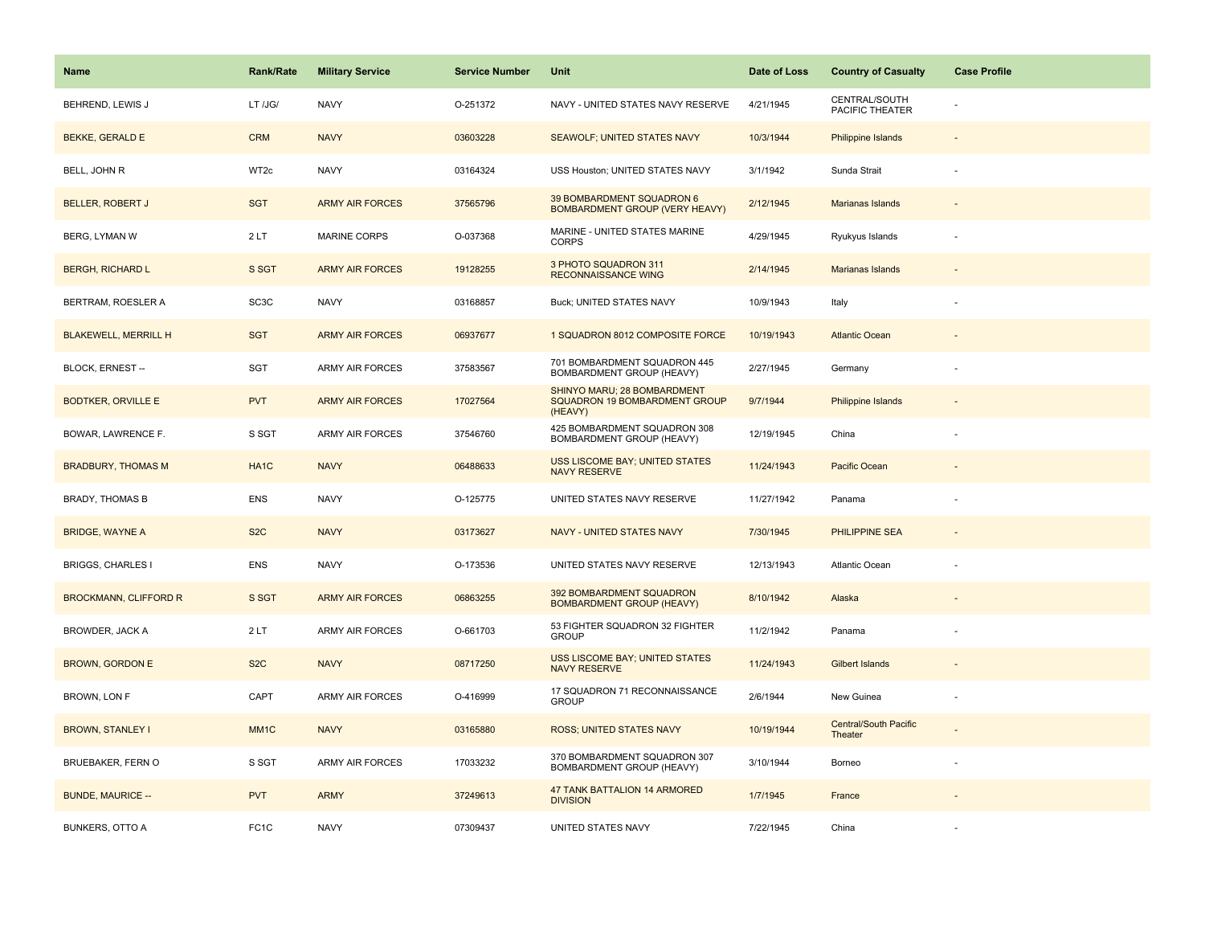| Name | Rank/Rate | Military Service | Service Number | Unit | Date of Loss | Country of Casualty | Case Profile |
| --- | --- | --- | --- | --- | --- | --- | --- |
| BEHREND, LEWIS J | LT /JG/ | NAVY | O-251372 | NAVY - UNITED STATES NAVY RESERVE | 4/21/1945 | CENTRAL/SOUTH PACIFIC THEATER | - |
| BEKKE, GERALD E | CRM | NAVY | 03603228 | SEAWOLF; UNITED STATES NAVY | 10/3/1944 | Philippine Islands | - |
| BELL, JOHN R | WT2c | NAVY | 03164324 | USS Houston; UNITED STATES NAVY | 3/1/1942 | Sunda Strait | - |
| BELLER, ROBERT J | SGT | ARMY AIR FORCES | 37565796 | 39 BOMBARDMENT SQUADRON 6 BOMBARDMENT GROUP (VERY HEAVY) | 2/12/1945 | Marianas Islands | - |
| BERG, LYMAN W | 2 LT | MARINE CORPS | O-037368 | MARINE - UNITED STATES MARINE CORPS | 4/29/1945 | Ryukyus Islands | - |
| BERGH, RICHARD L | S SGT | ARMY AIR FORCES | 19128255 | 3 PHOTO SQUADRON 311 RECONNAISSANCE WING | 2/14/1945 | Marianas Islands | - |
| BERTRAM, ROESLER A | SC3C | NAVY | 03168857 | Buck; UNITED STATES NAVY | 10/9/1943 | Italy | - |
| BLAKEWELL, MERRILL H | SGT | ARMY AIR FORCES | 06937677 | 1 SQUADRON 8012 COMPOSITE FORCE | 10/19/1943 | Atlantic Ocean | - |
| BLOCK, ERNEST -- | SGT | ARMY AIR FORCES | 37583567 | 701 BOMBARDMENT SQUADRON 445 BOMBARDMENT GROUP (HEAVY) | 2/27/1945 | Germany | - |
| BODTKER, ORVILLE E | PVT | ARMY AIR FORCES | 17027564 | SHINYO MARU; 28 BOMBARDMENT SQUADRON 19 BOMBARDMENT GROUP (HEAVY) | 9/7/1944 | Philippine Islands | - |
| BOWAR, LAWRENCE F. | S SGT | ARMY AIR FORCES | 37546760 | 425 BOMBARDMENT SQUADRON 308 BOMBARDMENT GROUP (HEAVY) | 12/19/1945 | China | - |
| BRADBURY, THOMAS M | HA1C | NAVY | 06488633 | USS LISCOME BAY; UNITED STATES NAVY RESERVE | 11/24/1943 | Pacific Ocean | - |
| BRADY, THOMAS B | ENS | NAVY | O-125775 | UNITED STATES NAVY RESERVE | 11/27/1942 | Panama | - |
| BRIDGE, WAYNE A | S2C | NAVY | 03173627 | NAVY - UNITED STATES NAVY | 7/30/1945 | PHILIPPINE SEA | - |
| BRIGGS, CHARLES I | ENS | NAVY | O-173536 | UNITED STATES NAVY RESERVE | 12/13/1943 | Atlantic Ocean | - |
| BROCKMANN, CLIFFORD R | S SGT | ARMY AIR FORCES | 06863255 | 392 BOMBARDMENT SQUADRON BOMBARDMENT GROUP (HEAVY) | 8/10/1942 | Alaska | - |
| BROWDER, JACK A | 2 LT | ARMY AIR FORCES | O-661703 | 53 FIGHTER SQUADRON 32 FIGHTER GROUP | 11/2/1942 | Panama | - |
| BROWN, GORDON E | S2C | NAVY | 08717250 | USS LISCOME BAY; UNITED STATES NAVY RESERVE | 11/24/1943 | Gilbert Islands | - |
| BROWN, LON F | CAPT | ARMY AIR FORCES | O-416999 | 17 SQUADRON 71 RECONNAISSANCE GROUP | 2/6/1944 | New Guinea | - |
| BROWN, STANLEY I | MM1C | NAVY | 03165880 | ROSS; UNITED STATES NAVY | 10/19/1944 | Central/South Pacific Theater | - |
| BRUEBAKER, FERN O | S SGT | ARMY AIR FORCES | 17033232 | 370 BOMBARDMENT SQUADRON 307 BOMBARDMENT GROUP (HEAVY) | 3/10/1944 | Borneo | - |
| BUNDE, MAURICE -- | PVT | ARMY | 37249613 | 47 TANK BATTALION 14 ARMORED DIVISION | 1/7/1945 | France | - |
| BUNKERS, OTTO A | FC1C | NAVY | 07309437 | UNITED STATES NAVY | 7/22/1945 | China | - |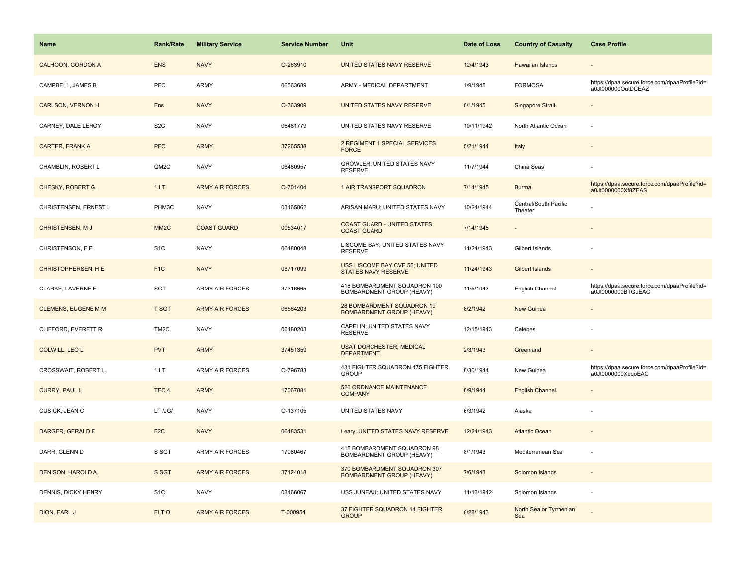| Name | Rank/Rate | Military Service | Service Number | Unit | Date of Loss | Country of Casualty | Case Profile |
| --- | --- | --- | --- | --- | --- | --- | --- |
| CALHOON, GORDON A | ENS | NAVY | O-263910 | UNITED STATES NAVY RESERVE | 12/4/1943 | Hawaiian Islands | - |
| CAMPBELL, JAMES B | PFC | ARMY | 06563689 | ARMY - MEDICAL DEPARTMENT | 1/9/1945 | FORMOSA | https://dpaa.secure.force.com/dpaaProfile?id=a0Jt000000OutDCEAZ |
| CARLSON, VERNON H | Ens | NAVY | O-363909 | UNITED STATES NAVY RESERVE | 6/1/1945 | Singapore Strait | - |
| CARNEY, DALE LEROY | S2C | NAVY | 06481779 | UNITED STATES NAVY RESERVE | 10/11/1942 | North Atlantic Ocean | - |
| CARTER, FRANK A | PFC | ARMY | 37265538 | 2 REGIMENT 1 SPECIAL SERVICES FORCE | 5/21/1944 | Italy | - |
| CHAMBLIN, ROBERT L | QM2C | NAVY | 06480957 | GROWLER; UNITED STATES NAVY RESERVE | 11/7/1944 | China Seas | - |
| CHESKY, ROBERT G. | 1 LT | ARMY AIR FORCES | O-701404 | 1 AIR TRANSPORT SQUADRON | 7/14/1945 | Burma | https://dpaa.secure.force.com/dpaaProfile?id=a0Jt0000000Xf8ZEAS |
| CHRISTENSEN, ERNEST L | PHM3C | NAVY | 03165862 | ARISAN MARU; UNITED STATES NAVY | 10/24/1944 | Central/South Pacific Theater | - |
| CHRISTENSEN, M J | MM2C | COAST GUARD | 00534017 | COAST GUARD - UNITED STATES COAST GUARD | 7/14/1945 | - | - |
| CHRISTENSON, F E | S1C | NAVY | 06480048 | LISCOME BAY; UNITED STATES NAVY RESERVE | 11/24/1943 | Gilbert Islands | - |
| CHRISTOPHERSEN, H E | F1C | NAVY | 08717099 | USS LISCOME BAY CVE 56; UNITED STATES NAVY RESERVE | 11/24/1943 | Gilbert Islands | - |
| CLARKE, LAVERNE E | SGT | ARMY AIR FORCES | 37316665 | 418 BOMBARDMENT SQUADRON 100 BOMBARDMENT GROUP (HEAVY) | 11/5/1943 | English Channel | https://dpaa.secure.force.com/dpaaProfile?id=a0Jt0000000BTGuEAO |
| CLEMENS, EUGENE M M | T SGT | ARMY AIR FORCES | 06564203 | 28 BOMBARDMENT SQUADRON 19 BOMBARDMENT GROUP (HEAVY) | 8/2/1942 | New Guinea | - |
| CLIFFORD, EVERETT R | TM2C | NAVY | 06480203 | CAPELIN; UNITED STATES NAVY RESERVE | 12/15/1943 | Celebes | - |
| COLWILL, LEO L | PVT | ARMY | 37451359 | USAT DORCHESTER; MEDICAL DEPARTMENT | 2/3/1943 | Greenland | - |
| CROSSWAIT, ROBERT L. | 1 LT | ARMY AIR FORCES | O-796783 | 431 FIGHTER SQUADRON 475 FIGHTER GROUP | 6/30/1944 | New Guinea | https://dpaa.secure.force.com/dpaaProfile?id=a0Jt0000000XeqoEAC |
| CURRY, PAUL L | TEC 4 | ARMY | 17067881 | 526 ORDNANCE MAINTENANCE COMPANY | 6/9/1944 | English Channel | - |
| CUSICK, JEAN C | LT /JG/ | NAVY | O-137105 | UNITED STATES NAVY | 6/3/1942 | Alaska | - |
| DARGER, GERALD E | F2C | NAVY | 06483531 | Leary; UNITED STATES NAVY RESERVE | 12/24/1943 | Atlantic Ocean | - |
| DARR, GLENN D | S SGT | ARMY AIR FORCES | 17080467 | 415 BOMBARDMENT SQUADRON 98 BOMBARDMENT GROUP (HEAVY) | 8/1/1943 | Mediterranean Sea | - |
| DENISON, HAROLD A. | S SGT | ARMY AIR FORCES | 37124018 | 370 BOMBARDMENT SQUADRON 307 BOMBARDMENT GROUP (HEAVY) | 7/6/1943 | Solomon Islands | - |
| DENNIS, DICKY HENRY | S1C | NAVY | 03166067 | USS JUNEAU; UNITED STATES NAVY | 11/13/1942 | Solomon Islands | - |
| DION, EARL J | FLT O | ARMY AIR FORCES | T-000954 | 37 FIGHTER SQUADRON 14 FIGHTER GROUP | 8/28/1943 | North Sea or Tyrrhenian Sea | - |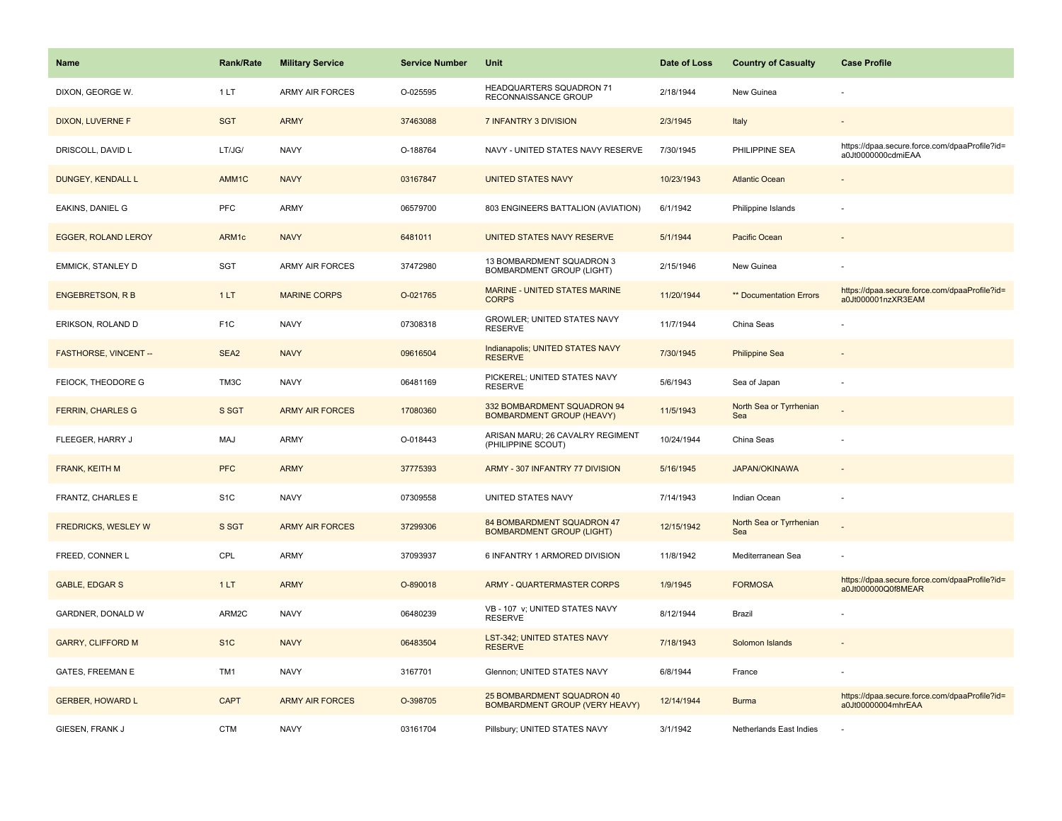| Name | Rank/Rate | Military Service | Service Number | Unit | Date of Loss | Country of Casualty | Case Profile |
|---|---|---|---|---|---|---|---|
| DIXON, GEORGE W. | 1 LT | ARMY AIR FORCES | O-025595 | HEADQUARTERS SQUADRON 71 RECONNAISSANCE GROUP | 2/18/1944 | New Guinea | - |
| DIXON, LUVERNE F | SGT | ARMY | 37463088 | 7 INFANTRY 3 DIVISION | 2/3/1945 | Italy | - |
| DRISCOLL, DAVID L | LT/JG/ | NAVY | O-188764 | NAVY - UNITED STATES NAVY RESERVE | 7/30/1945 | PHILIPPINE SEA | https://dpaa.secure.force.com/dpaaProfile?id=a0Jt0000000cdmiEAA |
| DUNGEY, KENDALL L | AMM1C | NAVY | 03167847 | UNITED STATES NAVY | 10/23/1943 | Atlantic Ocean | - |
| EAKINS, DANIEL G | PFC | ARMY | 06579700 | 803 ENGINEERS BATTALION (AVIATION) | 6/1/1942 | Philippine Islands | - |
| EGGER, ROLAND LEROY | ARM1c | NAVY | 6481011 | UNITED STATES NAVY RESERVE | 5/1/1944 | Pacific Ocean | - |
| EMMICK, STANLEY D | SGT | ARMY AIR FORCES | 37472980 | 13 BOMBARDMENT SQUADRON 3 BOMBARDMENT GROUP (LIGHT) | 2/15/1946 | New Guinea | - |
| ENGEBRETSON, R B | 1 LT | MARINE CORPS | O-021765 | MARINE - UNITED STATES MARINE CORPS | 11/20/1944 | ** Documentation Errors | https://dpaa.secure.force.com/dpaaProfile?id=a0Jt000001nzXR3EAM |
| ERIKSON, ROLAND D | F1C | NAVY | 07308318 | GROWLER; UNITED STATES NAVY RESERVE | 11/7/1944 | China Seas | - |
| FASTHORSE, VINCENT -- | SEA2 | NAVY | 09616504 | Indianapolis; UNITED STATES NAVY RESERVE | 7/30/1945 | Philippine Sea | - |
| FEIOCK, THEODORE G | TM3C | NAVY | 06481169 | PICKEREL; UNITED STATES NAVY RESERVE | 5/6/1943 | Sea of Japan | - |
| FERRIN, CHARLES G | S SGT | ARMY AIR FORCES | 17080360 | 332 BOMBARDMENT SQUADRON 94 BOMBARDMENT GROUP (HEAVY) | 11/5/1943 | North Sea or Tyrrhenian Sea | - |
| FLEEGER, HARRY J | MAJ | ARMY | O-018443 | ARISAN MARU; 26 CAVALRY REGIMENT (PHILIPPINE SCOUT) | 10/24/1944 | China Seas | - |
| FRANK, KEITH M | PFC | ARMY | 37775393 | ARMY - 307 INFANTRY 77 DIVISION | 5/16/1945 | JAPAN/OKINAWA | - |
| FRANTZ, CHARLES E | S1C | NAVY | 07309558 | UNITED STATES NAVY | 7/14/1943 | Indian Ocean | - |
| FREDRICKS, WESLEY W | S SGT | ARMY AIR FORCES | 37299306 | 84 BOMBARDMENT SQUADRON 47 BOMBARDMENT GROUP (LIGHT) | 12/15/1942 | North Sea or Tyrrhenian Sea | - |
| FREED, CONNER L | CPL | ARMY | 37093937 | 6 INFANTRY 1 ARMORED DIVISION | 11/8/1942 | Mediterranean Sea | - |
| GABLE, EDGAR S | 1 LT | ARMY | O-890018 | ARMY - QUARTERMASTER CORPS | 1/9/1945 | FORMOSA | https://dpaa.secure.force.com/dpaaProfile?id=a0Jt000000Q0f8MEAR |
| GARDNER, DONALD W | ARM2C | NAVY | 06480239 | VB - 107 v; UNITED STATES NAVY RESERVE | 8/12/1944 | Brazil | - |
| GARRY, CLIFFORD M | S1C | NAVY | 06483504 | LST-342; UNITED STATES NAVY RESERVE | 7/18/1943 | Solomon Islands | - |
| GATES, FREEMAN E | TM1 | NAVY | 3167701 | Glennon; UNITED STATES NAVY | 6/8/1944 | France | - |
| GERBER, HOWARD L | CAPT | ARMY AIR FORCES | O-398705 | 25 BOMBARDMENT SQUADRON 40 BOMBARDMENT GROUP (VERY HEAVY) | 12/14/1944 | Burma | https://dpaa.secure.force.com/dpaaProfile?id=a0Jt00000004mhrEAA |
| GIESEN, FRANK J | CTM | NAVY | 03161704 | Pillsbury; UNITED STATES NAVY | 3/1/1942 | Netherlands East Indies | - |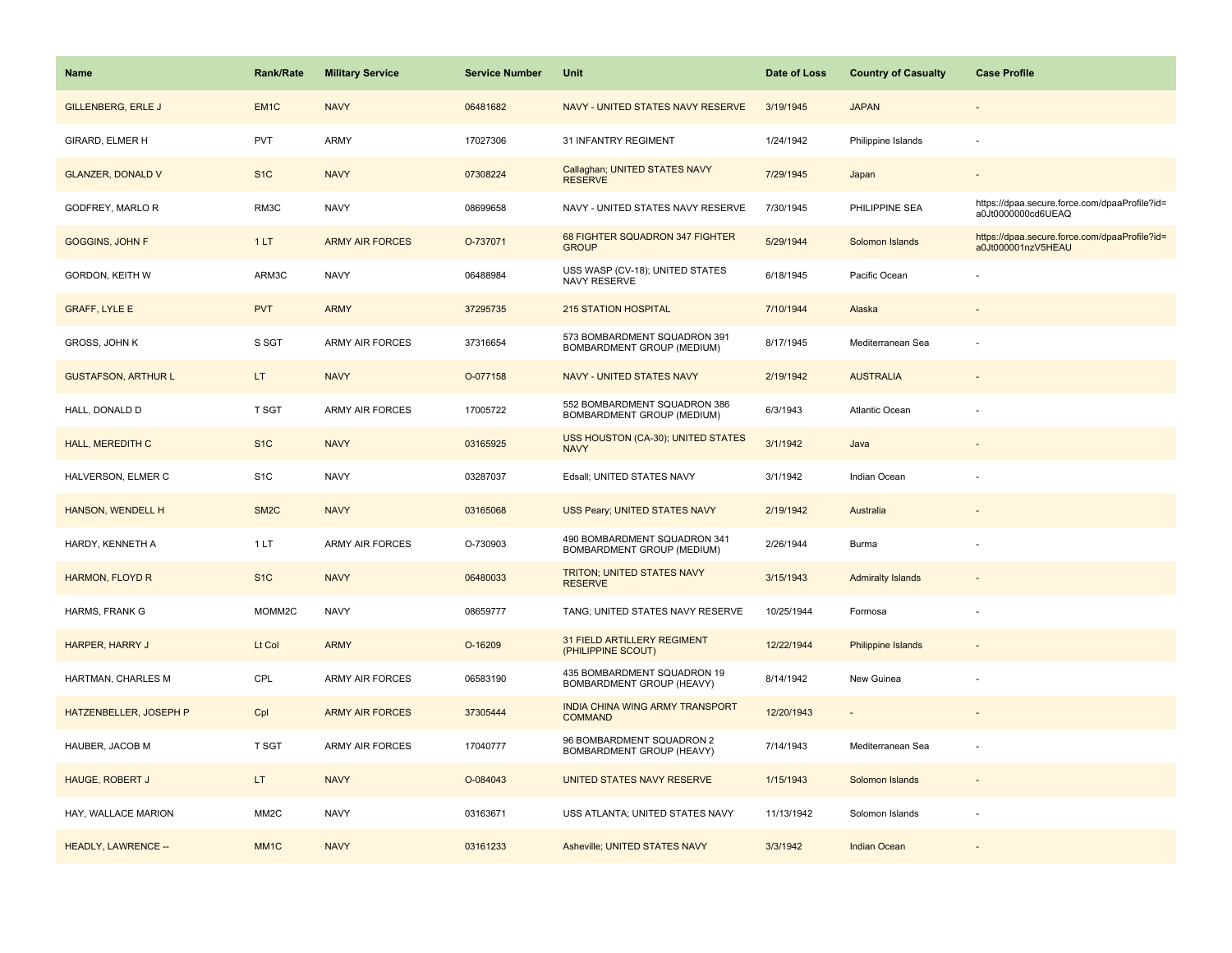| Name | Rank/Rate | Military Service | Service Number | Unit | Date of Loss | Country of Casualty | Case Profile |
| --- | --- | --- | --- | --- | --- | --- | --- |
| GILLENBERG, ERLE J | EM1C | NAVY | 06481682 | NAVY - UNITED STATES NAVY RESERVE | 3/19/1945 | JAPAN | - |
| GIRARD, ELMER H | PVT | ARMY | 17027306 | 31 INFANTRY REGIMENT | 1/24/1942 | Philippine Islands | - |
| GLANZER, DONALD V | S1C | NAVY | 07308224 | Callaghan; UNITED STATES NAVY RESERVE | 7/29/1945 | Japan | - |
| GODFREY, MARLO R | RM3C | NAVY | 08699658 | NAVY - UNITED STATES NAVY RESERVE | 7/30/1945 | PHILIPPINE SEA | https://dpaa.secure.force.com/dpaaProfile?id=a0Jt0000000cd6UEAQ |
| GOGGINS, JOHN F | 1 LT | ARMY AIR FORCES | O-737071 | 68 FIGHTER SQUADRON 347 FIGHTER GROUP | 5/29/1944 | Solomon Islands | https://dpaa.secure.force.com/dpaaProfile?id=a0Jt000001nzV5HEAU |
| GORDON, KEITH W | ARM3C | NAVY | 06488984 | USS WASP (CV-18); UNITED STATES NAVY RESERVE | 6/18/1945 | Pacific Ocean | - |
| GRAFF, LYLE E | PVT | ARMY | 37295735 | 215 STATION HOSPITAL | 7/10/1944 | Alaska | - |
| GROSS, JOHN K | S SGT | ARMY AIR FORCES | 37316654 | 573 BOMBARDMENT SQUADRON 391 BOMBARDMENT GROUP (MEDIUM) | 8/17/1945 | Mediterranean Sea | - |
| GUSTAFSON, ARTHUR L | LT | NAVY | O-077158 | NAVY - UNITED STATES NAVY | 2/19/1942 | AUSTRALIA | - |
| HALL, DONALD D | T SGT | ARMY AIR FORCES | 17005722 | 552 BOMBARDMENT SQUADRON 386 BOMBARDMENT GROUP (MEDIUM) | 6/3/1943 | Atlantic Ocean | - |
| HALL, MEREDITH C | S1C | NAVY | 03165925 | USS HOUSTON (CA-30); UNITED STATES NAVY | 3/1/1942 | Java | - |
| HALVERSON, ELMER C | S1C | NAVY | 03287037 | Edsall; UNITED STATES NAVY | 3/1/1942 | Indian Ocean | - |
| HANSON, WENDELL H | SM2C | NAVY | 03165068 | USS Peary; UNITED STATES NAVY | 2/19/1942 | Australia | - |
| HARDY, KENNETH A | 1 LT | ARMY AIR FORCES | O-730903 | 490 BOMBARDMENT SQUADRON 341 BOMBARDMENT GROUP (MEDIUM) | 2/26/1944 | Burma | - |
| HARMON, FLOYD R | S1C | NAVY | 06480033 | TRITON; UNITED STATES NAVY RESERVE | 3/15/1943 | Admiralty Islands | - |
| HARMS, FRANK G | MOMM2C | NAVY | 08659777 | TANG; UNITED STATES NAVY RESERVE | 10/25/1944 | Formosa | - |
| HARPER, HARRY J | Lt Col | ARMY | O-16209 | 31 FIELD ARTILLERY REGIMENT (PHILIPPINE SCOUT) | 12/22/1944 | Philippine Islands | - |
| HARTMAN, CHARLES M | CPL | ARMY AIR FORCES | 06583190 | 435 BOMBARDMENT SQUADRON 19 BOMBARDMENT GROUP (HEAVY) | 8/14/1942 | New Guinea | - |
| HATZENBELLER, JOSEPH P | Cpl | ARMY AIR FORCES | 37305444 | INDIA CHINA WING ARMY TRANSPORT COMMAND | 12/20/1943 | - | - |
| HAUBER, JACOB M | T SGT | ARMY AIR FORCES | 17040777 | 96 BOMBARDMENT SQUADRON 2 BOMBARDMENT GROUP (HEAVY) | 7/14/1943 | Mediterranean Sea | - |
| HAUGE, ROBERT J | LT | NAVY | O-084043 | UNITED STATES NAVY RESERVE | 1/15/1943 | Solomon Islands | - |
| HAY, WALLACE MARION | MM2C | NAVY | 03163671 | USS ATLANTA; UNITED STATES NAVY | 11/13/1942 | Solomon Islands | - |
| HEADLY, LAWRENCE -- | MM1C | NAVY | 03161233 | Asheville; UNITED STATES NAVY | 3/3/1942 | Indian Ocean | - |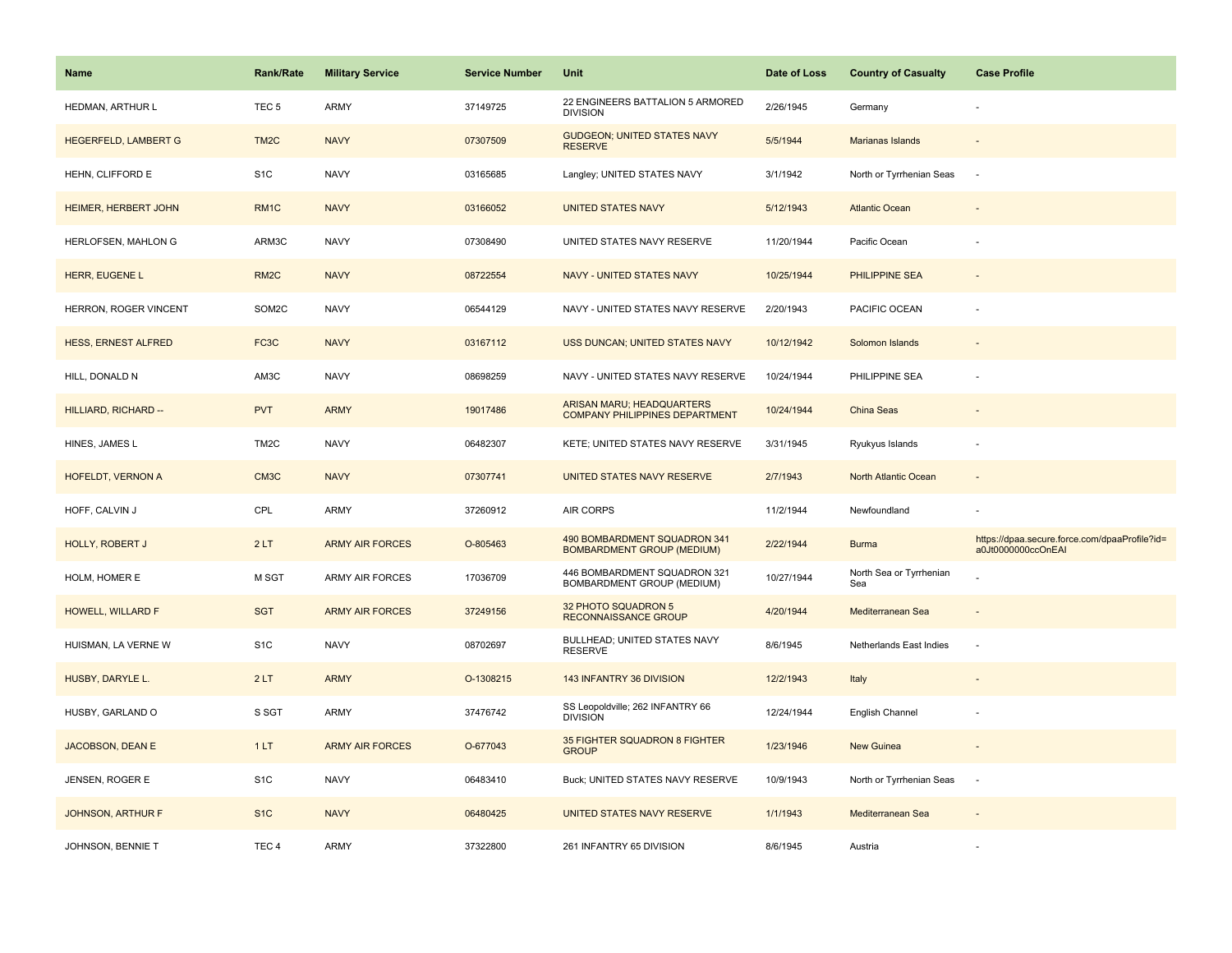| Name | Rank/Rate | Military Service | Service Number | Unit | Date of Loss | Country of Casualty | Case Profile |
|---|---|---|---|---|---|---|---|
| HEDMAN, ARTHUR L | TEC 5 | ARMY | 37149725 | 22 ENGINEERS BATTALION 5 ARMORED DIVISION | 2/26/1945 | Germany | - |
| HEGERFELD, LAMBERT G | TM2C | NAVY | 07307509 | GUDGEON; UNITED STATES NAVY RESERVE | 5/5/1944 | Marianas Islands | - |
| HEHN, CLIFFORD E | S1C | NAVY | 03165685 | Langley; UNITED STATES NAVY | 3/1/1942 | North or Tyrrhenian Seas | - |
| HEIMER, HERBERT JOHN | RM1C | NAVY | 03166052 | UNITED STATES NAVY | 5/12/1943 | Atlantic Ocean | - |
| HERLOFSEN, MAHLON G | ARM3C | NAVY | 07308490 | UNITED STATES NAVY RESERVE | 11/20/1944 | Pacific Ocean | - |
| HERR, EUGENE L | RM2C | NAVY | 08722554 | NAVY - UNITED STATES NAVY | 10/25/1944 | PHILIPPINE SEA | - |
| HERRON, ROGER VINCENT | SOM2C | NAVY | 06544129 | NAVY - UNITED STATES NAVY RESERVE | 2/20/1943 | PACIFIC OCEAN | - |
| HESS, ERNEST ALFRED | FC3C | NAVY | 03167112 | USS DUNCAN; UNITED STATES NAVY | 10/12/1942 | Solomon Islands | - |
| HILL, DONALD N | AM3C | NAVY | 08698259 | NAVY - UNITED STATES NAVY RESERVE | 10/24/1944 | PHILIPPINE SEA | - |
| HILLIARD, RICHARD -- | PVT | ARMY | 19017486 | ARISAN MARU; HEADQUARTERS COMPANY PHILIPPINES DEPARTMENT | 10/24/1944 | China Seas | - |
| HINES, JAMES L | TM2C | NAVY | 06482307 | KETE; UNITED STATES NAVY RESERVE | 3/31/1945 | Ryukyus Islands | - |
| HOFELDT, VERNON A | CM3C | NAVY | 07307741 | UNITED STATES NAVY RESERVE | 2/7/1943 | North Atlantic Ocean | - |
| HOFF, CALVIN J | CPL | ARMY | 37260912 | AIR CORPS | 11/2/1944 | Newfoundland | - |
| HOLLY, ROBERT J | 2 LT | ARMY AIR FORCES | O-805463 | 490 BOMBARDMENT SQUADRON 341 BOMBARDMENT GROUP (MEDIUM) | 2/22/1944 | Burma | https://dpaa.secure.force.com/dpaaProfile?id=a0Jt0000000ccOnEAI |
| HOLM, HOMER E | M SGT | ARMY AIR FORCES | 17036709 | 446 BOMBARDMENT SQUADRON 321 BOMBARDMENT GROUP (MEDIUM) | 10/27/1944 | North Sea or Tyrrhenian Sea | - |
| HOWELL, WILLARD F | SGT | ARMY AIR FORCES | 37249156 | 32 PHOTO SQUADRON 5 RECONNAISSANCE GROUP | 4/20/1944 | Mediterranean Sea | - |
| HUISMAN, LA VERNE W | S1C | NAVY | 08702697 | BULLHEAD; UNITED STATES NAVY RESERVE | 8/6/1945 | Netherlands East Indies | - |
| HUSBY, DARYLE L. | 2 LT | ARMY | O-1308215 | 143 INFANTRY 36 DIVISION | 12/2/1943 | Italy | - |
| HUSBY, GARLAND O | S SGT | ARMY | 37476742 | SS Leopoldville; 262 INFANTRY 66 DIVISION | 12/24/1944 | English Channel | - |
| JACOBSON, DEAN E | 1 LT | ARMY AIR FORCES | O-677043 | 35 FIGHTER SQUADRON 8 FIGHTER GROUP | 1/23/1946 | New Guinea | - |
| JENSEN, ROGER E | S1C | NAVY | 06483410 | Buck; UNITED STATES NAVY RESERVE | 10/9/1943 | North or Tyrrhenian Seas | - |
| JOHNSON, ARTHUR F | S1C | NAVY | 06480425 | UNITED STATES NAVY RESERVE | 1/1/1943 | Mediterranean Sea | - |
| JOHNSON, BENNIE T | TEC 4 | ARMY | 37322800 | 261 INFANTRY 65 DIVISION | 8/6/1945 | Austria | - |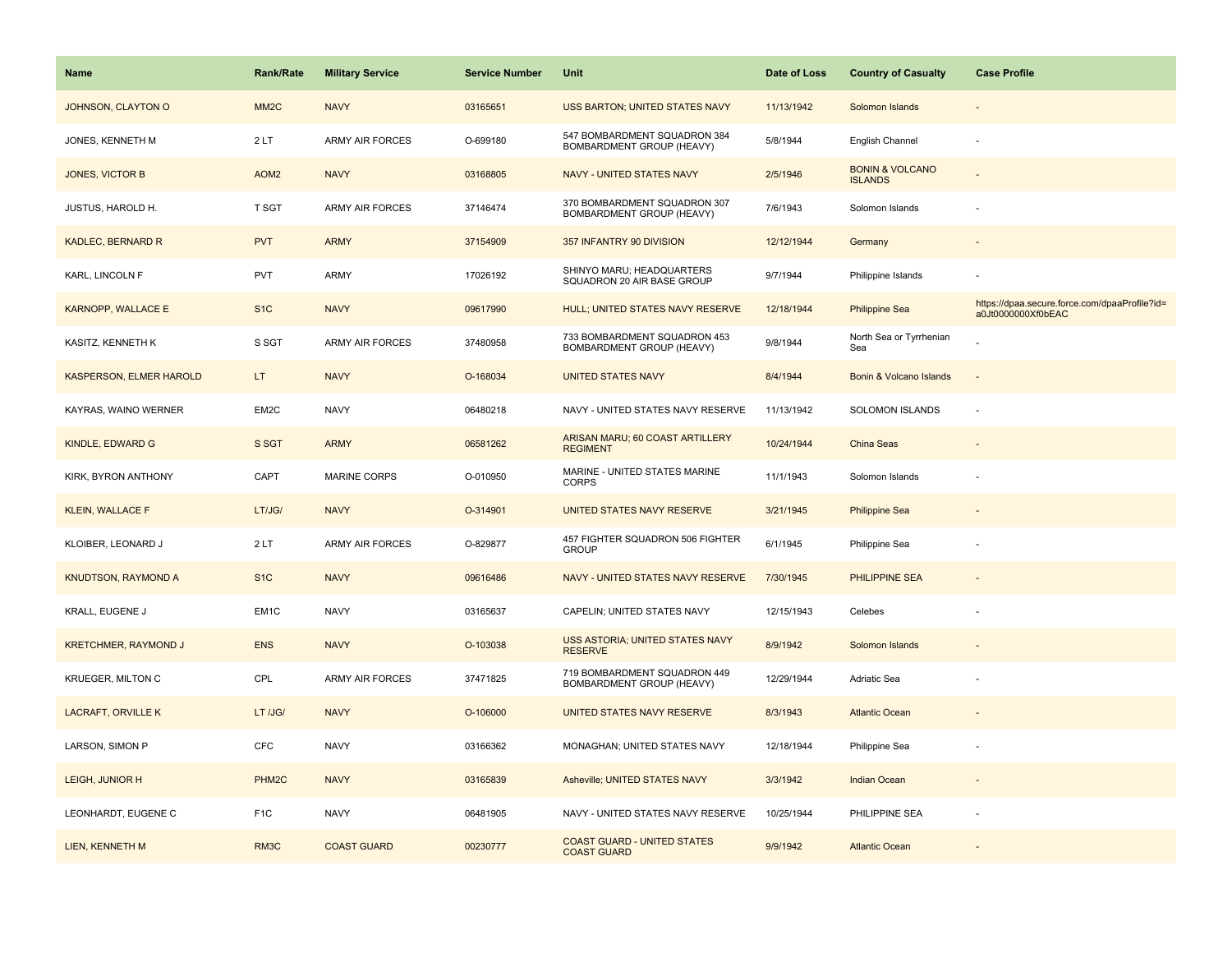| Name | Rank/Rate | Military Service | Service Number | Unit | Date of Loss | Country of Casualty | Case Profile |
|---|---|---|---|---|---|---|---|
| JOHNSON, CLAYTON O | MM2C | NAVY | 03165651 | USS BARTON; UNITED STATES NAVY | 11/13/1942 | Solomon Islands | - |
| JONES, KENNETH M | 2 LT | ARMY AIR FORCES | O-699180 | 547 BOMBARDMENT SQUADRON 384 BOMBARDMENT GROUP (HEAVY) | 5/8/1944 | English Channel | - |
| JONES, VICTOR B | AOM2 | NAVY | 03168805 | NAVY - UNITED STATES NAVY | 2/5/1946 | BONIN & VOLCANO ISLANDS | - |
| JUSTUS, HAROLD H. | T SGT | ARMY AIR FORCES | 37146474 | 370 BOMBARDMENT SQUADRON 307 BOMBARDMENT GROUP (HEAVY) | 7/6/1943 | Solomon Islands | - |
| KADLEC, BERNARD R | PVT | ARMY | 37154909 | 357 INFANTRY 90 DIVISION | 12/12/1944 | Germany | - |
| KARL, LINCOLN F | PVT | ARMY | 17026192 | SHINYO MARU; HEADQUARTERS SQUADRON 20 AIR BASE GROUP | 9/7/1944 | Philippine Islands | - |
| KARNOPP, WALLACE E | S1C | NAVY | 09617990 | HULL; UNITED STATES NAVY RESERVE | 12/18/1944 | Philippine Sea | https://dpaa.secure.force.com/dpaaProfile?id=a0Jt0000000Xf0bEAC |
| KASITZ, KENNETH K | S SGT | ARMY AIR FORCES | 37480958 | 733 BOMBARDMENT SQUADRON 453 BOMBARDMENT GROUP (HEAVY) | 9/8/1944 | North Sea or Tyrrhenian Sea | - |
| KASPERSON, ELMER HAROLD | LT | NAVY | O-168034 | UNITED STATES NAVY | 8/4/1944 | Bonin & Volcano Islands | - |
| KAYRAS, WAINO WERNER | EM2C | NAVY | 06480218 | NAVY - UNITED STATES NAVY RESERVE | 11/13/1942 | SOLOMON ISLANDS | - |
| KINDLE, EDWARD G | S SGT | ARMY | 06581262 | ARISAN MARU; 60 COAST ARTILLERY REGIMENT | 10/24/1944 | China Seas | - |
| KIRK, BYRON ANTHONY | CAPT | MARINE CORPS | O-010950 | MARINE - UNITED STATES MARINE CORPS | 11/1/1943 | Solomon Islands | - |
| KLEIN, WALLACE F | LT/JG/ | NAVY | O-314901 | UNITED STATES NAVY RESERVE | 3/21/1945 | Philippine Sea | - |
| KLOIBER, LEONARD J | 2 LT | ARMY AIR FORCES | O-829877 | 457 FIGHTER SQUADRON 506 FIGHTER GROUP | 6/1/1945 | Philippine Sea | - |
| KNUDTSON, RAYMOND A | S1C | NAVY | 09616486 | NAVY - UNITED STATES NAVY RESERVE | 7/30/1945 | PHILIPPINE SEA | - |
| KRALL, EUGENE J | EM1C | NAVY | 03165637 | CAPELIN; UNITED STATES NAVY | 12/15/1943 | Celebes | - |
| KRETCHMER, RAYMOND J | ENS | NAVY | O-103038 | USS ASTORIA; UNITED STATES NAVY RESERVE | 8/9/1942 | Solomon Islands | - |
| KRUEGER, MILTON C | CPL | ARMY AIR FORCES | 37471825 | 719 BOMBARDMENT SQUADRON 449 BOMBARDMENT GROUP (HEAVY) | 12/29/1944 | Adriatic Sea | - |
| LACRAFT, ORVILLE K | LT /JG/ | NAVY | O-106000 | UNITED STATES NAVY RESERVE | 8/3/1943 | Atlantic Ocean | - |
| LARSON, SIMON P | CFC | NAVY | 03166362 | MONAGHAN; UNITED STATES NAVY | 12/18/1944 | Philippine Sea | - |
| LEIGH, JUNIOR H | PHM2C | NAVY | 03165839 | Asheville; UNITED STATES NAVY | 3/3/1942 | Indian Ocean | - |
| LEONHARDT, EUGENE C | F1C | NAVY | 06481905 | NAVY - UNITED STATES NAVY RESERVE | 10/25/1944 | PHILIPPINE SEA | - |
| LIEN, KENNETH M | RM3C | COAST GUARD | 00230777 | COAST GUARD - UNITED STATES COAST GUARD | 9/9/1942 | Atlantic Ocean | - |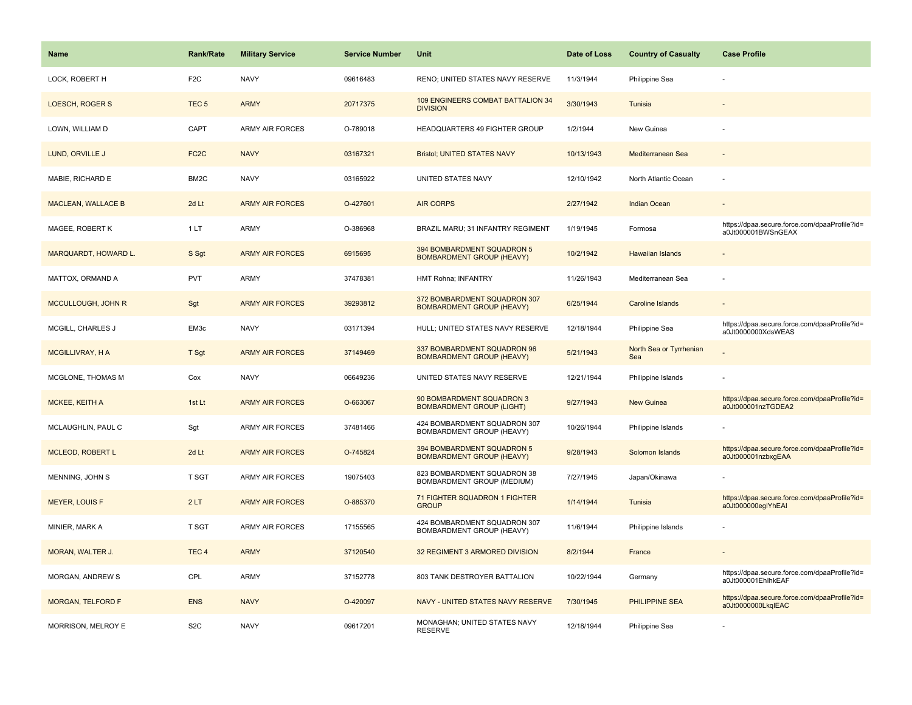| Name | Rank/Rate | Military Service | Service Number | Unit | Date of Loss | Country of Casualty | Case Profile |
| --- | --- | --- | --- | --- | --- | --- | --- |
| LOCK, ROBERT H | F2C | NAVY | 09616483 | RENO; UNITED STATES NAVY RESERVE | 11/3/1944 | Philippine Sea | - |
| LOESCH, ROGER S | TEC 5 | ARMY | 20717375 | 109 ENGINEERS COMBAT BATTALION 34 DIVISION | 3/30/1943 | Tunisia | - |
| LOWN, WILLIAM D | CAPT | ARMY AIR FORCES | O-789018 | HEADQUARTERS 49 FIGHTER GROUP | 1/2/1944 | New Guinea | - |
| LUND, ORVILLE J | FC2C | NAVY | 03167321 | Bristol; UNITED STATES NAVY | 10/13/1943 | Mediterranean Sea | - |
| MABIE, RICHARD E | BM2C | NAVY | 03165922 | UNITED STATES NAVY | 12/10/1942 | North Atlantic Ocean | - |
| MACLEAN, WALLACE B | 2d Lt | ARMY AIR FORCES | O-427601 | AIR CORPS | 2/27/1942 | Indian Ocean | - |
| MAGEE, ROBERT K | 1 LT | ARMY | O-386968 | BRAZIL MARU; 31 INFANTRY REGIMENT | 1/19/1945 | Formosa | https://dpaa.secure.force.com/dpaaProfile?id=a0Jt000001BWSnGEAX |
| MARQUARDT, HOWARD L. | S Sgt | ARMY AIR FORCES | 6915695 | 394 BOMBARDMENT SQUADRON 5 BOMBARDMENT GROUP (HEAVY) | 10/2/1942 | Hawaiian Islands | - |
| MATTOX, ORMAND A | PVT | ARMY | 37478381 | HMT Rohna; INFANTRY | 11/26/1943 | Mediterranean Sea | - |
| MCCULLOUGH, JOHN R | Sgt | ARMY AIR FORCES | 39293812 | 372 BOMBARDMENT SQUADRON 307 BOMBARDMENT GROUP (HEAVY) | 6/25/1944 | Caroline Islands | - |
| MCGILL, CHARLES J | EM3c | NAVY | 03171394 | HULL; UNITED STATES NAVY RESERVE | 12/18/1944 | Philippine Sea | https://dpaa.secure.force.com/dpaaProfile?id=a0Jt0000000XdsWEAS |
| MCGILLIVRAY, H A | T Sgt | ARMY AIR FORCES | 37149469 | 337 BOMBARDMENT SQUADRON 96 BOMBARDMENT GROUP (HEAVY) | 5/21/1943 | North Sea or Tyrrhenian Sea | - |
| MCGLONE, THOMAS M | Cox | NAVY | 06649236 | UNITED STATES NAVY RESERVE | 12/21/1944 | Philippine Islands | - |
| MCKEE, KEITH A | 1st Lt | ARMY AIR FORCES | O-663067 | 90 BOMBARDMENT SQUADRON 3 BOMBARDMENT GROUP (LIGHT) | 9/27/1943 | New Guinea | https://dpaa.secure.force.com/dpaaProfile?id=a0Jt000001nzTGDEA2 |
| MCLAUGHLIN, PAUL C | Sgt | ARMY AIR FORCES | 37481466 | 424 BOMBARDMENT SQUADRON 307 BOMBARDMENT GROUP (HEAVY) | 10/26/1944 | Philippine Islands | - |
| MCLEOD, ROBERT L | 2d Lt | ARMY AIR FORCES | O-745824 | 394 BOMBARDMENT SQUADRON 5 BOMBARDMENT GROUP (HEAVY) | 9/28/1943 | Solomon Islands | https://dpaa.secure.force.com/dpaaProfile?id=a0Jt000001nzbxgEAA |
| MENNING, JOHN S | T SGT | ARMY AIR FORCES | 19075403 | 823 BOMBARDMENT SQUADRON 38 BOMBARDMENT GROUP (MEDIUM) | 7/27/1945 | Japan/Okinawa | - |
| MEYER, LOUIS F | 2 LT | ARMY AIR FORCES | O-885370 | 71 FIGHTER SQUADRON 1 FIGHTER GROUP | 1/14/1944 | Tunisia | https://dpaa.secure.force.com/dpaaProfile?id=a0Jt000000eglYhEAI |
| MINIER, MARK A | T SGT | ARMY AIR FORCES | 17155565 | 424 BOMBARDMENT SQUADRON 307 BOMBARDMENT GROUP (HEAVY) | 11/6/1944 | Philippine Islands | - |
| MORAN, WALTER J. | TEC 4 | ARMY | 37120540 | 32 REGIMENT 3 ARMORED DIVISION | 8/2/1944 | France | - |
| MORGAN, ANDREW S | CPL | ARMY | 37152778 | 803 TANK DESTROYER BATTALION | 10/22/1944 | Germany | https://dpaa.secure.force.com/dpaaProfile?id=a0Jt000001EhIhkEAF |
| MORGAN, TELFORD F | ENS | NAVY | O-420097 | NAVY - UNITED STATES NAVY RESERVE | 7/30/1945 | PHILIPPINE SEA | https://dpaa.secure.force.com/dpaaProfile?id=a0Jt0000000LkqIEAC |
| MORRISON, MELROY E | S2C | NAVY | 09617201 | MONAGHAN; UNITED STATES NAVY RESERVE | 12/18/1944 | Philippine Sea | - |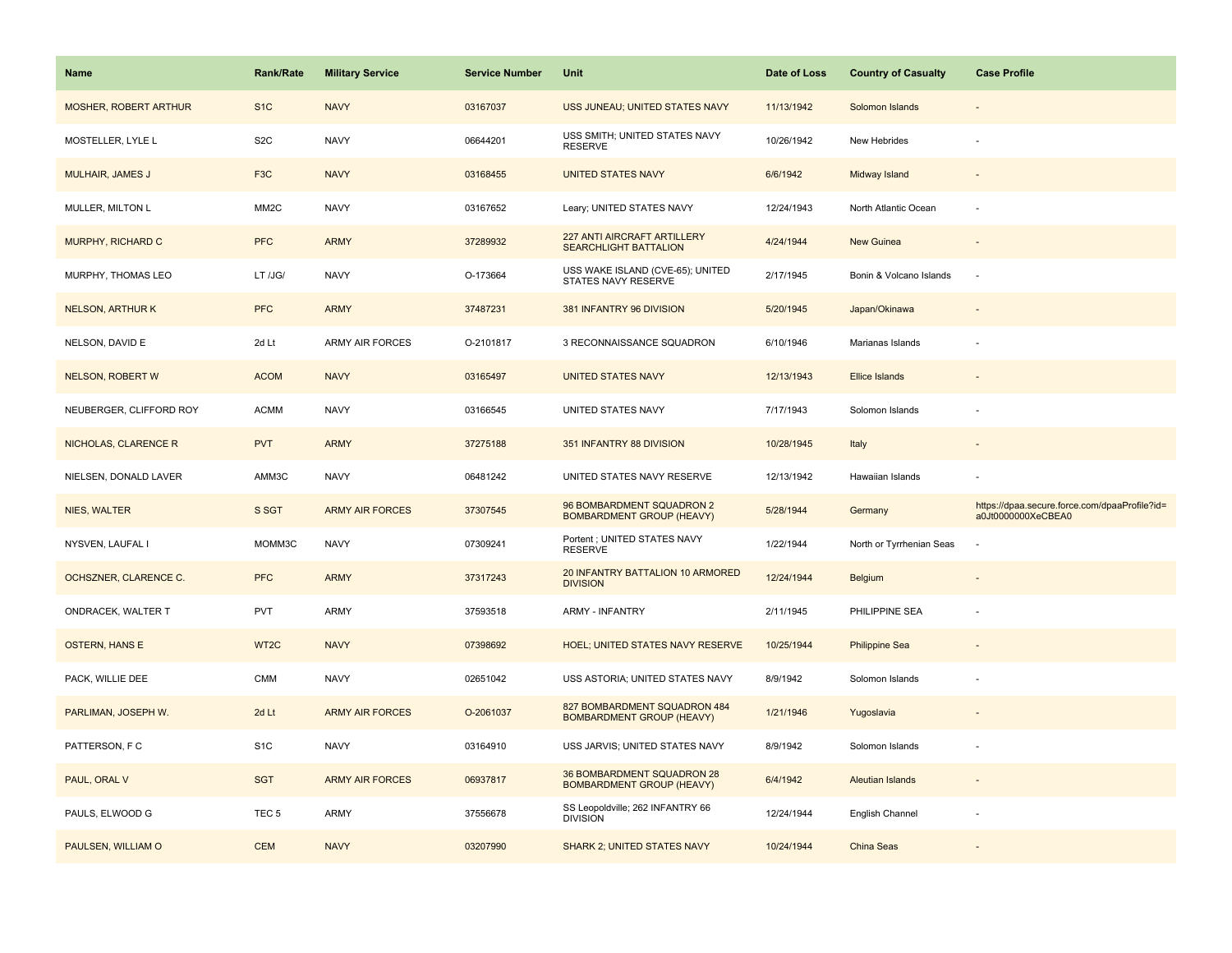| Name | Rank/Rate | Military Service | Service Number | Unit | Date of Loss | Country of Casualty | Case Profile |
|---|---|---|---|---|---|---|---|
| MOSHER, ROBERT ARTHUR | S1C | NAVY | 03167037 | USS JUNEAU; UNITED STATES NAVY | 11/13/1942 | Solomon Islands | - |
| MOSTELLER, LYLE L | S2C | NAVY | 06644201 | USS SMITH; UNITED STATES NAVY RESERVE | 10/26/1942 | New Hebrides | - |
| MULHAIR, JAMES J | F3C | NAVY | 03168455 | UNITED STATES NAVY | 6/6/1942 | Midway Island | - |
| MULLER, MILTON L | MM2C | NAVY | 03167652 | Leary; UNITED STATES NAVY | 12/24/1943 | North Atlantic Ocean | - |
| MURPHY, RICHARD C | PFC | ARMY | 37289932 | 227 ANTI AIRCRAFT ARTILLERY SEARCHLIGHT BATTALION | 4/24/1944 | New Guinea | - |
| MURPHY, THOMAS LEO | LT /JG/ | NAVY | O-173664 | USS WAKE ISLAND (CVE-65); UNITED STATES NAVY RESERVE | 2/17/1945 | Bonin & Volcano Islands | - |
| NELSON, ARTHUR K | PFC | ARMY | 37487231 | 381 INFANTRY 96 DIVISION | 5/20/1945 | Japan/Okinawa | - |
| NELSON, DAVID E | 2d Lt | ARMY AIR FORCES | O-2101817 | 3 RECONNAISSANCE SQUADRON | 6/10/1946 | Marianas Islands | - |
| NELSON, ROBERT W | ACOM | NAVY | 03165497 | UNITED STATES NAVY | 12/13/1943 | Ellice Islands | - |
| NEUBERGER, CLIFFORD ROY | ACMM | NAVY | 03166545 | UNITED STATES NAVY | 7/17/1943 | Solomon Islands | - |
| NICHOLAS, CLARENCE R | PVT | ARMY | 37275188 | 351 INFANTRY 88 DIVISION | 10/28/1945 | Italy | - |
| NIELSEN, DONALD LAVER | AMM3C | NAVY | 06481242 | UNITED STATES NAVY RESERVE | 12/13/1942 | Hawaiian Islands | - |
| NIES, WALTER | S SGT | ARMY AIR FORCES | 37307545 | 96 BOMBARDMENT SQUADRON 2 BOMBARDMENT GROUP (HEAVY) | 5/28/1944 | Germany | https://dpaa.secure.force.com/dpaaProfile?id=a0Jt0000000XeCBEA0 |
| NYSVEN, LAUFAL I | MOMM3C | NAVY | 07309241 | Portent ; UNITED STATES NAVY RESERVE | 1/22/1944 | North or Tyrrhenian Seas | - |
| OCHSZNER, CLARENCE C. | PFC | ARMY | 37317243 | 20 INFANTRY BATTALION 10 ARMORED DIVISION | 12/24/1944 | Belgium | - |
| ONDRACEK, WALTER T | PVT | ARMY | 37593518 | ARMY - INFANTRY | 2/11/1945 | PHILIPPINE SEA | - |
| OSTERN, HANS E | WT2C | NAVY | 07398692 | HOEL; UNITED STATES NAVY RESERVE | 10/25/1944 | Philippine Sea | - |
| PACK, WILLIE DEE | CMM | NAVY | 02651042 | USS ASTORIA; UNITED STATES NAVY | 8/9/1942 | Solomon Islands | - |
| PARLIMAN, JOSEPH W. | 2d Lt | ARMY AIR FORCES | O-2061037 | 827 BOMBARDMENT SQUADRON 484 BOMBARDMENT GROUP (HEAVY) | 1/21/1946 | Yugoslavia | - |
| PATTERSON, F C | S1C | NAVY | 03164910 | USS JARVIS; UNITED STATES NAVY | 8/9/1942 | Solomon Islands | - |
| PAUL, ORAL V | SGT | ARMY AIR FORCES | 06937817 | 36 BOMBARDMENT SQUADRON 28 BOMBARDMENT GROUP (HEAVY) | 6/4/1942 | Aleutian Islands | - |
| PAULS, ELWOOD G | TEC 5 | ARMY | 37556678 | SS Leopoldville; 262 INFANTRY 66 DIVISION | 12/24/1944 | English Channel | - |
| PAULSEN, WILLIAM O | CEM | NAVY | 03207990 | SHARK 2; UNITED STATES NAVY | 10/24/1944 | China Seas | - |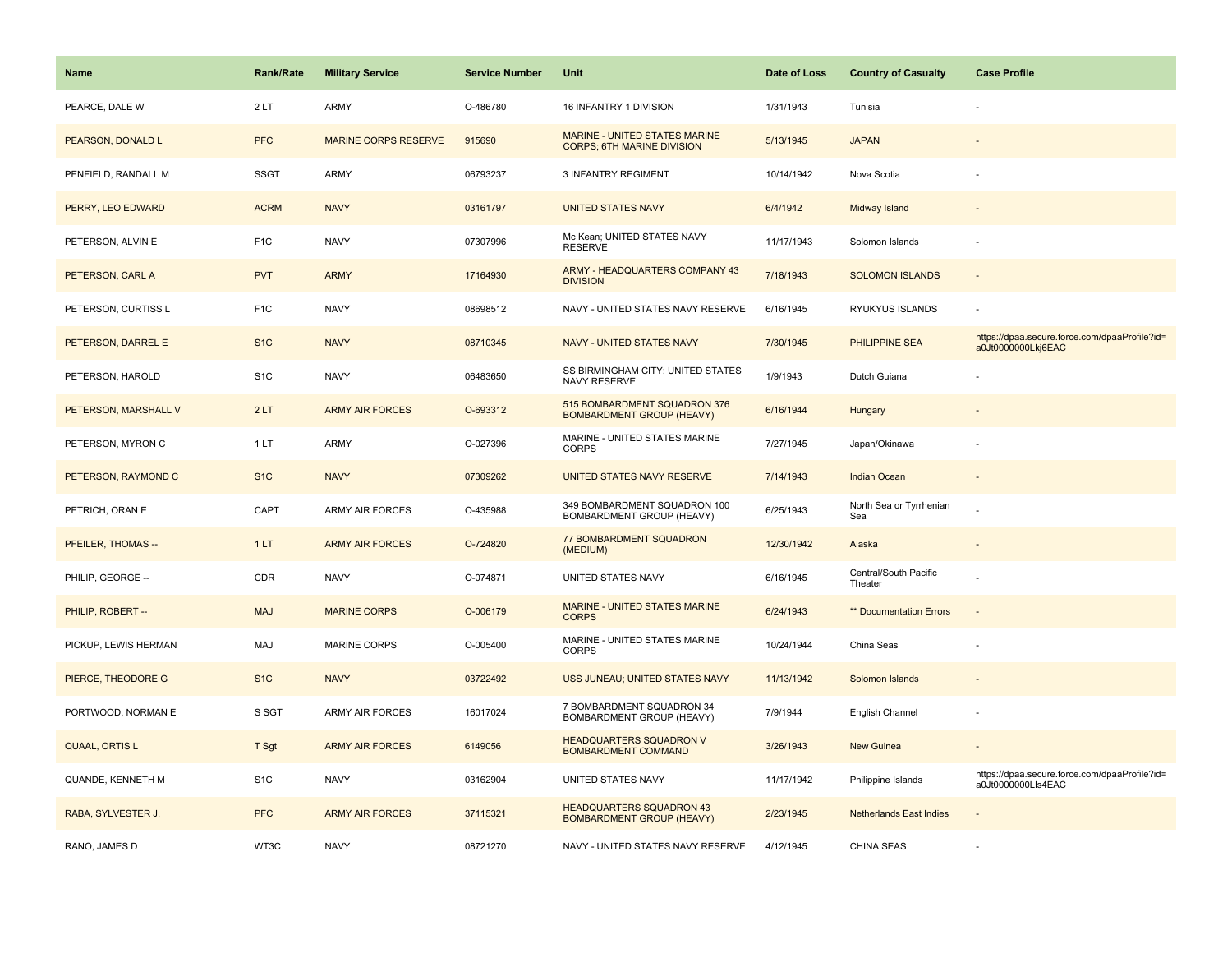| Name | Rank/Rate | Military Service | Service Number | Unit | Date of Loss | Country of Casualty | Case Profile |
|---|---|---|---|---|---|---|---|
| PEARCE, DALE W | 2 LT | ARMY | O-486780 | 16 INFANTRY 1 DIVISION | 1/31/1943 | Tunisia | - |
| PEARSON, DONALD L | PFC | MARINE CORPS RESERVE | 915690 | MARINE - UNITED STATES MARINE CORPS; 6TH MARINE DIVISION | 5/13/1945 | JAPAN | - |
| PENFIELD, RANDALL M | SSGT | ARMY | 06793237 | 3 INFANTRY REGIMENT | 10/14/1942 | Nova Scotia | - |
| PERRY, LEO EDWARD | ACRM | NAVY | 03161797 | UNITED STATES NAVY | 6/4/1942 | Midway Island | - |
| PETERSON, ALVIN E | F1C | NAVY | 07307996 | Mc Kean; UNITED STATES NAVY RESERVE | 11/17/1943 | Solomon Islands | - |
| PETERSON, CARL A | PVT | ARMY | 17164930 | ARMY - HEADQUARTERS COMPANY 43 DIVISION | 7/18/1943 | SOLOMON ISLANDS | - |
| PETERSON, CURTISS L | F1C | NAVY | 08698512 | NAVY - UNITED STATES NAVY RESERVE | 6/16/1945 | RYUKYUS ISLANDS | - |
| PETERSON, DARREL E | S1C | NAVY | 08710345 | NAVY - UNITED STATES NAVY | 7/30/1945 | PHILIPPINE SEA | https://dpaa.secure.force.com/dpaaProfile?id=a0Jt0000000Lkj6EAC |
| PETERSON, HAROLD | S1C | NAVY | 06483650 | SS BIRMINGHAM CITY; UNITED STATES NAVY RESERVE | 1/9/1943 | Dutch Guiana | - |
| PETERSON, MARSHALL V | 2 LT | ARMY AIR FORCES | O-693312 | 515 BOMBARDMENT SQUADRON 376 BOMBARDMENT GROUP (HEAVY) | 6/16/1944 | Hungary | - |
| PETERSON, MYRON C | 1 LT | ARMY | O-027396 | MARINE - UNITED STATES MARINE CORPS | 7/27/1945 | Japan/Okinawa | - |
| PETERSON, RAYMOND C | S1C | NAVY | 07309262 | UNITED STATES NAVY RESERVE | 7/14/1943 | Indian Ocean | - |
| PETRICH, ORAN E | CAPT | ARMY AIR FORCES | O-435988 | 349 BOMBARDMENT SQUADRON 100 BOMBARDMENT GROUP (HEAVY) | 6/25/1943 | North Sea or Tyrrhenian Sea | - |
| PFEILER, THOMAS -- | 1 LT | ARMY AIR FORCES | O-724820 | 77 BOMBARDMENT SQUADRON (MEDIUM) | 12/30/1942 | Alaska | - |
| PHILIP, GEORGE -- | CDR | NAVY | O-074871 | UNITED STATES NAVY | 6/16/1945 | Central/South Pacific Theater | - |
| PHILIP, ROBERT -- | MAJ | MARINE CORPS | O-006179 | MARINE - UNITED STATES MARINE CORPS | 6/24/1943 | ** Documentation Errors | - |
| PICKUP, LEWIS HERMAN | MAJ | MARINE CORPS | O-005400 | MARINE - UNITED STATES MARINE CORPS | 10/24/1944 | China Seas | - |
| PIERCE, THEODORE G | S1C | NAVY | 03722492 | USS JUNEAU; UNITED STATES NAVY | 11/13/1942 | Solomon Islands | - |
| PORTWOOD, NORMAN E | S SGT | ARMY AIR FORCES | 16017024 | 7 BOMBARDMENT SQUADRON 34 BOMBARDMENT GROUP (HEAVY) | 7/9/1944 | English Channel | - |
| QUAAL, ORTIS L | T Sgt | ARMY AIR FORCES | 6149056 | HEADQUARTERS SQUADRON V BOMBARDMENT COMMAND | 3/26/1943 | New Guinea | - |
| QUANDE, KENNETH M | S1C | NAVY | 03162904 | UNITED STATES NAVY | 11/17/1942 | Philippine Islands | https://dpaa.secure.force.com/dpaaProfile?id=a0Jt0000000Lls4EAC |
| RABA, SYLVESTER J. | PFC | ARMY AIR FORCES | 37115321 | HEADQUARTERS SQUADRON 43 BOMBARDMENT GROUP (HEAVY) | 2/23/1945 | Netherlands East Indies | - |
| RANO, JAMES D | WT3C | NAVY | 08721270 | NAVY - UNITED STATES NAVY RESERVE | 4/12/1945 | CHINA SEAS | - |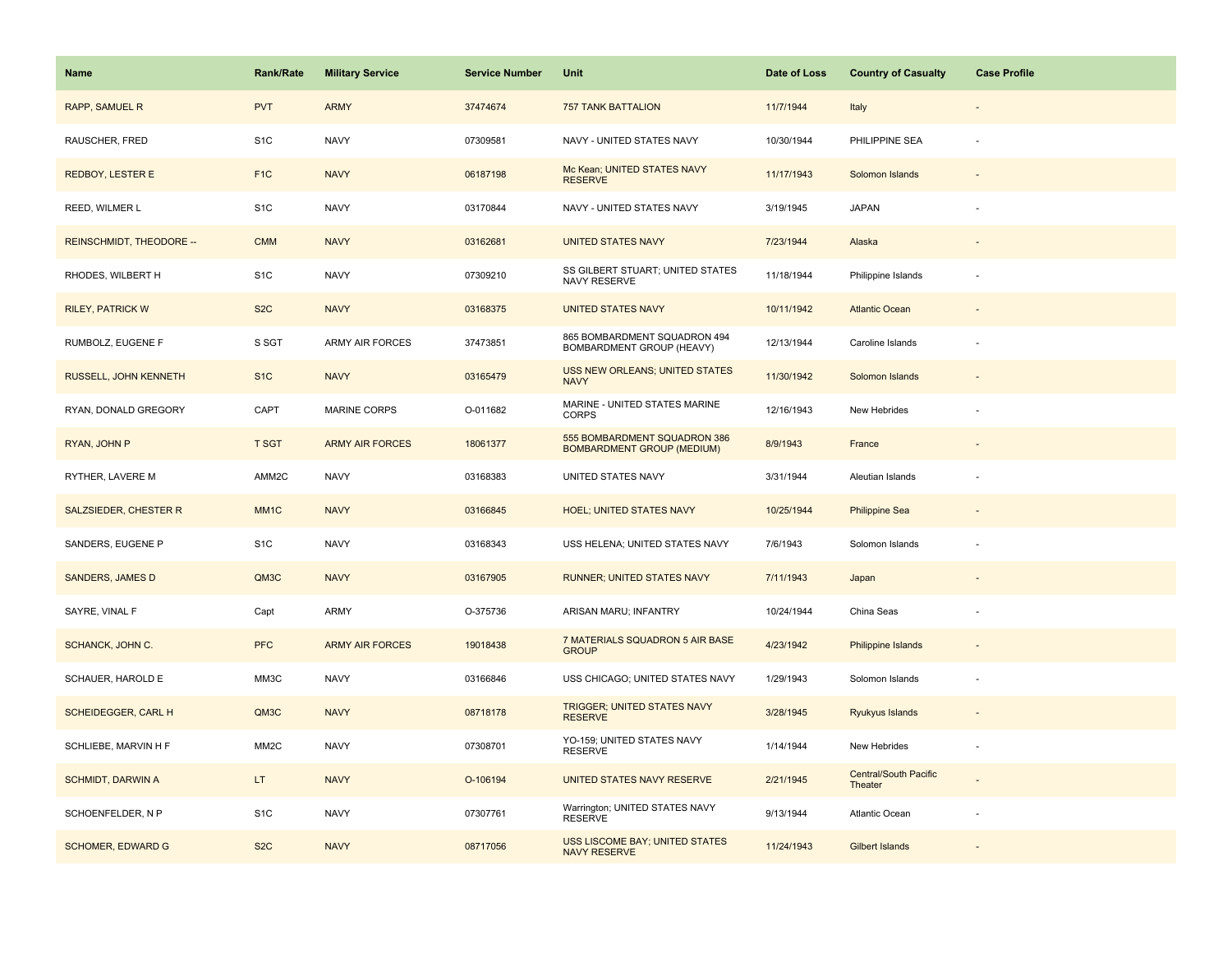| Name | Rank/Rate | Military Service | Service Number | Unit | Date of Loss | Country of Casualty | Case Profile |
|---|---|---|---|---|---|---|---|
| RAPP, SAMUEL R | PVT | ARMY | 37474674 | 757 TANK BATTALION | 11/7/1944 | Italy | - |
| RAUSCHER, FRED | S1C | NAVY | 07309581 | NAVY - UNITED STATES NAVY | 10/30/1944 | PHILIPPINE SEA | - |
| REDBOY, LESTER E | F1C | NAVY | 06187198 | Mc Kean; UNITED STATES NAVY RESERVE | 11/17/1943 | Solomon Islands | - |
| REED, WILMER L | S1C | NAVY | 03170844 | NAVY - UNITED STATES NAVY | 3/19/1945 | JAPAN | - |
| REINSCHMIDT, THEODORE -- | CMM | NAVY | 03162681 | UNITED STATES NAVY | 7/23/1944 | Alaska | - |
| RHODES, WILBERT H | S1C | NAVY | 07309210 | SS GILBERT STUART; UNITED STATES NAVY RESERVE | 11/18/1944 | Philippine Islands | - |
| RILEY, PATRICK W | S2C | NAVY | 03168375 | UNITED STATES NAVY | 10/11/1942 | Atlantic Ocean | - |
| RUMBOLZ, EUGENE F | S SGT | ARMY AIR FORCES | 37473851 | 865 BOMBARDMENT SQUADRON 494 BOMBARDMENT GROUP (HEAVY) | 12/13/1944 | Caroline Islands | - |
| RUSSELL, JOHN KENNETH | S1C | NAVY | 03165479 | USS NEW ORLEANS; UNITED STATES NAVY | 11/30/1942 | Solomon Islands | - |
| RYAN, DONALD GREGORY | CAPT | MARINE CORPS | O-011682 | MARINE - UNITED STATES MARINE CORPS | 12/16/1943 | New Hebrides | - |
| RYAN, JOHN P | T SGT | ARMY AIR FORCES | 18061377 | 555 BOMBARDMENT SQUADRON 386 BOMBARDMENT GROUP (MEDIUM) | 8/9/1943 | France | - |
| RYTHER, LAVERE M | AMM2C | NAVY | 03168383 | UNITED STATES NAVY | 3/31/1944 | Aleutian Islands | - |
| SALZSIEDER, CHESTER R | MM1C | NAVY | 03166845 | HOEL; UNITED STATES NAVY | 10/25/1944 | Philippine Sea | - |
| SANDERS, EUGENE P | S1C | NAVY | 03168343 | USS HELENA; UNITED STATES NAVY | 7/6/1943 | Solomon Islands | - |
| SANDERS, JAMES D | QM3C | NAVY | 03167905 | RUNNER; UNITED STATES NAVY | 7/11/1943 | Japan | - |
| SAYRE, VINAL F | Capt | ARMY | O-375736 | ARISAN MARU; INFANTRY | 10/24/1944 | China Seas | - |
| SCHANCK, JOHN C. | PFC | ARMY AIR FORCES | 19018438 | 7 MATERIALS SQUADRON 5 AIR BASE GROUP | 4/23/1942 | Philippine Islands | - |
| SCHAUER, HAROLD E | MM3C | NAVY | 03166846 | USS CHICAGO; UNITED STATES NAVY | 1/29/1943 | Solomon Islands | - |
| SCHEIDEGGER, CARL H | QM3C | NAVY | 08718178 | TRIGGER; UNITED STATES NAVY RESERVE | 3/28/1945 | Ryukyus Islands | - |
| SCHLIEBE, MARVIN H F | MM2C | NAVY | 07308701 | YO-159; UNITED STATES NAVY RESERVE | 1/14/1944 | New Hebrides | - |
| SCHMIDT, DARWIN A | LT | NAVY | O-106194 | UNITED STATES NAVY RESERVE | 2/21/1945 | Central/South Pacific Theater | - |
| SCHOENFELDER, N P | S1C | NAVY | 07307761 | Warrington; UNITED STATES NAVY RESERVE | 9/13/1944 | Atlantic Ocean | - |
| SCHOMER, EDWARD G | S2C | NAVY | 08717056 | USS LISCOME BAY; UNITED STATES NAVY RESERVE | 11/24/1943 | Gilbert Islands | - |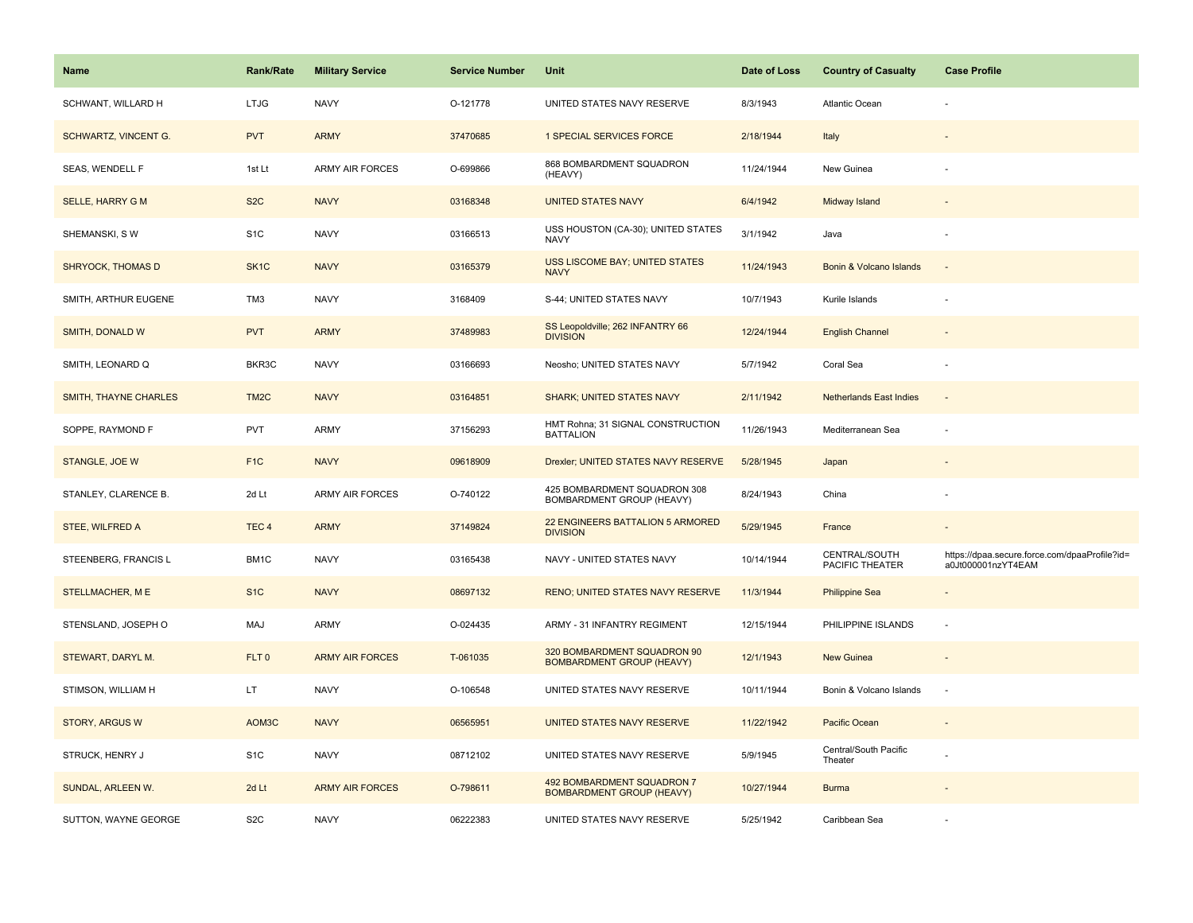| Name | Rank/Rate | Military Service | Service Number | Unit | Date of Loss | Country of Casualty | Case Profile |
|---|---|---|---|---|---|---|---|
| SCHWANT, WILLARD H | LTJG | NAVY | O-121778 | UNITED STATES NAVY RESERVE | 8/3/1943 | Atlantic Ocean | - |
| SCHWARTZ, VINCENT G. | PVT | ARMY | 37470685 | 1 SPECIAL SERVICES FORCE | 2/18/1944 | Italy | - |
| SEAS, WENDELL F | 1st Lt | ARMY AIR FORCES | O-699866 | 868 BOMBARDMENT SQUADRON (HEAVY) | 11/24/1944 | New Guinea | - |
| SELLE, HARRY G M | S2C | NAVY | 03168348 | UNITED STATES NAVY | 6/4/1942 | Midway Island | - |
| SHEMANSKI, S W | S1C | NAVY | 03166513 | USS HOUSTON (CA-30); UNITED STATES NAVY | 3/1/1942 | Java | - |
| SHRYOCK, THOMAS D | SK1C | NAVY | 03165379 | USS LISCOME BAY; UNITED STATES NAVY | 11/24/1943 | Bonin & Volcano Islands | - |
| SMITH, ARTHUR EUGENE | TM3 | NAVY | 3168409 | S-44; UNITED STATES NAVY | 10/7/1943 | Kurile Islands | - |
| SMITH, DONALD W | PVT | ARMY | 37489983 | SS Leopoldville; 262 INFANTRY 66 DIVISION | 12/24/1944 | English Channel | - |
| SMITH, LEONARD Q | BKR3C | NAVY | 03166693 | Neosho; UNITED STATES NAVY | 5/7/1942 | Coral Sea | - |
| SMITH, THAYNE CHARLES | TM2C | NAVY | 03164851 | SHARK; UNITED STATES NAVY | 2/11/1942 | Netherlands East Indies | - |
| SOPPE, RAYMOND F | PVT | ARMY | 37156293 | HMT Rohna; 31 SIGNAL CONSTRUCTION BATTALION | 11/26/1943 | Mediterranean Sea | - |
| STANGLE, JOE W | F1C | NAVY | 09618909 | Drexler; UNITED STATES NAVY RESERVE | 5/28/1945 | Japan | - |
| STANLEY, CLARENCE B. | 2d Lt | ARMY AIR FORCES | O-740122 | 425 BOMBARDMENT SQUADRON 308 BOMBARDMENT GROUP (HEAVY) | 8/24/1943 | China | - |
| STEE, WILFRED A | TEC 4 | ARMY | 37149824 | 22 ENGINEERS BATTALION 5 ARMORED DIVISION | 5/29/1945 | France | - |
| STEENBERG, FRANCIS L | BM1C | NAVY | 03165438 | NAVY - UNITED STATES NAVY | 10/14/1944 | CENTRAL/SOUTH PACIFIC THEATER | https://dpaa.secure.force.com/dpaaProfile?id=a0Jt000001nzYT4EAM |
| STELLMACHER, M E | S1C | NAVY | 08697132 | RENO; UNITED STATES NAVY RESERVE | 11/3/1944 | Philippine Sea | - |
| STENSLAND, JOSEPH O | MAJ | ARMY | O-024435 | ARMY - 31 INFANTRY REGIMENT | 12/15/1944 | PHILIPPINE ISLANDS | - |
| STEWART, DARYL M. | FLT 0 | ARMY AIR FORCES | T-061035 | 320 BOMBARDMENT SQUADRON 90 BOMBARDMENT GROUP (HEAVY) | 12/1/1943 | New Guinea | - |
| STIMSON, WILLIAM H | LT | NAVY | O-106548 | UNITED STATES NAVY RESERVE | 10/11/1944 | Bonin & Volcano Islands | - |
| STORY, ARGUS W | AOM3C | NAVY | 06565951 | UNITED STATES NAVY RESERVE | 11/22/1942 | Pacific Ocean | - |
| STRUCK, HENRY J | S1C | NAVY | 08712102 | UNITED STATES NAVY RESERVE | 5/9/1945 | Central/South Pacific Theater | - |
| SUNDAL, ARLEEN W. | 2d Lt | ARMY AIR FORCES | O-798611 | 492 BOMBARDMENT SQUADRON 7 BOMBARDMENT GROUP (HEAVY) | 10/27/1944 | Burma | - |
| SUTTON, WAYNE GEORGE | S2C | NAVY | 06222383 | UNITED STATES NAVY RESERVE | 5/25/1942 | Caribbean Sea | - |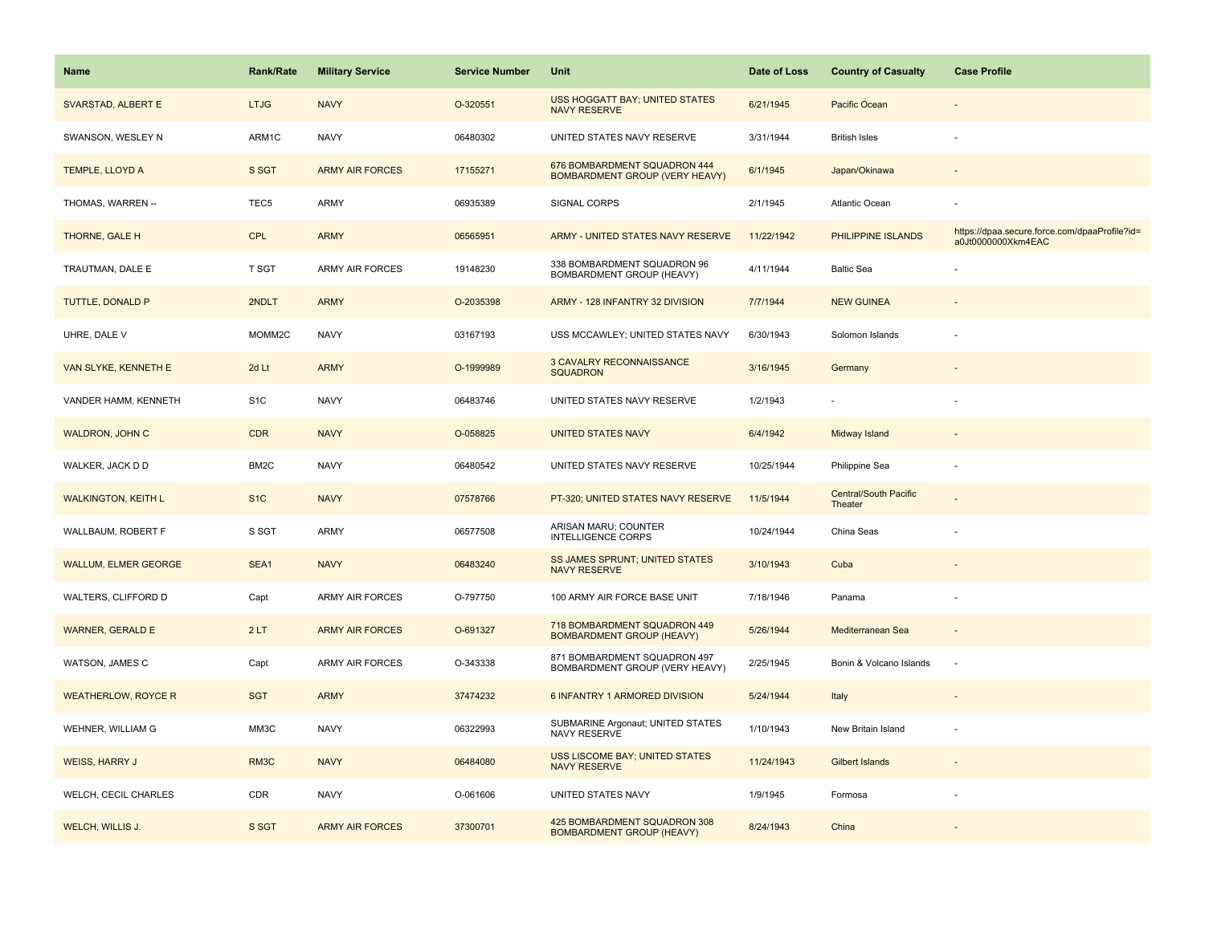| Name | Rank/Rate | Military Service | Service Number | Unit | Date of Loss | Country of Casualty | Case Profile |
|---|---|---|---|---|---|---|---|
| SVARSTAD, ALBERT E | LTJG | NAVY | O-320551 | USS HOGGATT BAY; UNITED STATES NAVY RESERVE | 6/21/1945 | Pacific Ocean | - |
| SWANSON, WESLEY N | ARM1C | NAVY | 06480302 | UNITED STATES NAVY RESERVE | 3/31/1944 | British Isles | - |
| TEMPLE, LLOYD A | S SGT | ARMY AIR FORCES | 17155271 | 676 BOMBARDMENT SQUADRON 444 BOMBARDMENT GROUP (VERY HEAVY) | 6/1/1945 | Japan/Okinawa | - |
| THOMAS, WARREN -- | TEC5 | ARMY | 06935389 | SIGNAL CORPS | 2/1/1945 | Atlantic Ocean | - |
| THORNE, GALE H | CPL | ARMY | 06565951 | ARMY - UNITED STATES NAVY RESERVE | 11/22/1942 | PHILIPPINE ISLANDS | https://dpaa.secure.force.com/dpaaProfile?id=a0Jt0000000Xkm4EAC |
| TRAUTMAN, DALE E | T SGT | ARMY AIR FORCES | 19148230 | 338 BOMBARDMENT SQUADRON 96 BOMBARDMENT GROUP (HEAVY) | 4/11/1944 | Baltic Sea | - |
| TUTTLE, DONALD P | 2NDLT | ARMY | O-2035398 | ARMY - 128 INFANTRY 32 DIVISION | 7/7/1944 | NEW GUINEA | - |
| UHRE, DALE V | MOMM2C | NAVY | 03167193 | USS MCCAWLEY; UNITED STATES NAVY | 6/30/1943 | Solomon Islands | - |
| VAN SLYKE, KENNETH E | 2d Lt | ARMY | O-1999989 | 3 CAVALRY RECONNAISSANCE SQUADRON | 3/16/1945 | Germany | - |
| VANDER HAMM, KENNETH | S1C | NAVY | 06483746 | UNITED STATES NAVY RESERVE | 1/2/1943 | - | - |
| WALDRON, JOHN C | CDR | NAVY | O-058825 | UNITED STATES NAVY | 6/4/1942 | Midway Island | - |
| WALKER, JACK D D | BM2C | NAVY | 06480542 | UNITED STATES NAVY RESERVE | 10/25/1944 | Philippine Sea | - |
| WALKINGTON, KEITH L | S1C | NAVY | 07578766 | PT-320; UNITED STATES NAVY RESERVE | 11/5/1944 | Central/South Pacific Theater | - |
| WALLBAUM, ROBERT F | S SGT | ARMY | 06577508 | ARISAN MARU; COUNTER INTELLIGENCE CORPS | 10/24/1944 | China Seas | - |
| WALLUM, ELMER GEORGE | SEA1 | NAVY | 06483240 | SS JAMES SPRUNT; UNITED STATES NAVY RESERVE | 3/10/1943 | Cuba | - |
| WALTERS, CLIFFORD D | Capt | ARMY AIR FORCES | O-797750 | 100 ARMY AIR FORCE BASE UNIT | 7/18/1946 | Panama | - |
| WARNER, GERALD E | 2 LT | ARMY AIR FORCES | O-691327 | 718 BOMBARDMENT SQUADRON 449 BOMBARDMENT GROUP (HEAVY) | 5/26/1944 | Mediterranean Sea | - |
| WATSON, JAMES C | Capt | ARMY AIR FORCES | O-343338 | 871 BOMBARDMENT SQUADRON 497 BOMBARDMENT GROUP (VERY HEAVY) | 2/25/1945 | Bonin & Volcano Islands | - |
| WEATHERLOW, ROYCE R | SGT | ARMY | 37474232 | 6 INFANTRY 1 ARMORED DIVISION | 5/24/1944 | Italy | - |
| WEHNER, WILLIAM G | MM3C | NAVY | 06322993 | SUBMARINE Argonaut; UNITED STATES NAVY RESERVE | 1/10/1943 | New Britain Island | - |
| WEISS, HARRY J | RM3C | NAVY | 06484080 | USS LISCOME BAY; UNITED STATES NAVY RESERVE | 11/24/1943 | Gilbert Islands | - |
| WELCH, CECIL CHARLES | CDR | NAVY | O-061606 | UNITED STATES NAVY | 1/9/1945 | Formosa | - |
| WELCH, WILLIS J. | S SGT | ARMY AIR FORCES | 37300701 | 425 BOMBARDMENT SQUADRON 308 BOMBARDMENT GROUP (HEAVY) | 8/24/1943 | China | - |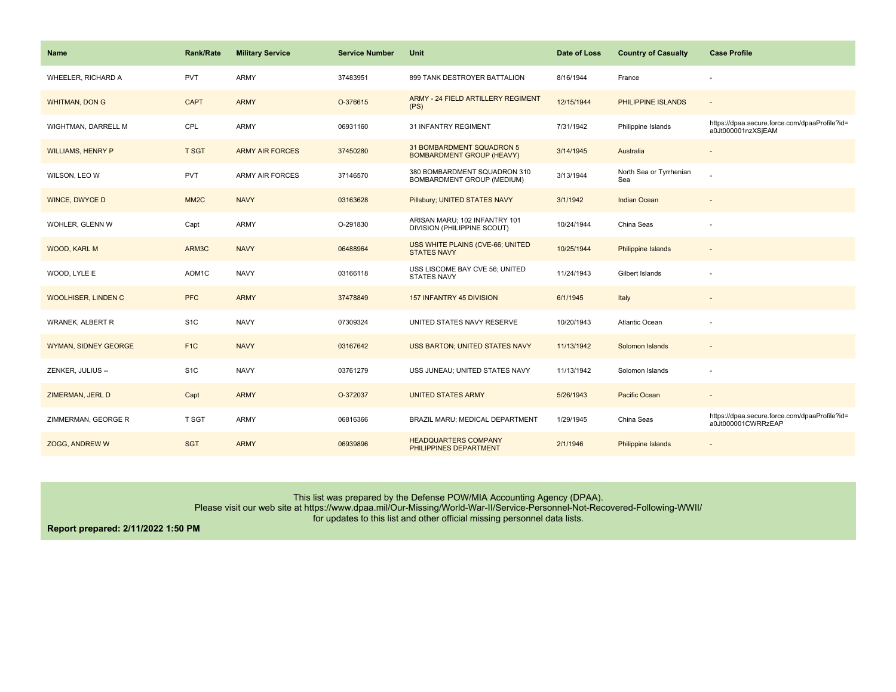| Name | Rank/Rate | Military Service | Service Number | Unit | Date of Loss | Country of Casualty | Case Profile |
|---|---|---|---|---|---|---|---|
| WHEELER, RICHARD A | PVT | ARMY | 37483951 | 899 TANK DESTROYER BATTALION | 8/16/1944 | France | - |
| WHITMAN, DON G | CAPT | ARMY | O-376615 | ARMY - 24 FIELD ARTILLERY REGIMENT (PS) | 12/15/1944 | PHILIPPINE ISLANDS | - |
| WIGHTMAN, DARRELL M | CPL | ARMY | 06931160 | 31 INFANTRY REGIMENT | 7/31/1942 | Philippine Islands | https://dpaa.secure.force.com/dpaaProfile?id=a0Jt000001nzXSjEAM |
| WILLIAMS, HENRY P | T SGT | ARMY AIR FORCES | 37450280 | 31 BOMBARDMENT SQUADRON 5 BOMBARDMENT GROUP (HEAVY) | 3/14/1945 | Australia | - |
| WILSON, LEO W | PVT | ARMY AIR FORCES | 37146570 | 380 BOMBARDMENT SQUADRON 310 BOMBARDMENT GROUP (MEDIUM) | 3/13/1944 | North Sea or Tyrrhenian Sea | - |
| WINCE, DWYCE D | MM2C | NAVY | 03163628 | Pillsbury; UNITED STATES NAVY | 3/1/1942 | Indian Ocean | - |
| WOHLER, GLENN W | Capt | ARMY | O-291830 | ARISAN MARU; 102 INFANTRY 101 DIVISION (PHILIPPINE SCOUT) | 10/24/1944 | China Seas | - |
| WOOD, KARL M | ARM3C | NAVY | 06488964 | USS WHITE PLAINS (CVE-66; UNITED STATES NAVY | 10/25/1944 | Philippine Islands | - |
| WOOD, LYLE E | AOM1C | NAVY | 03166118 | USS LISCOME BAY CVE 56; UNITED STATES NAVY | 11/24/1943 | Gilbert Islands | - |
| WOOLHISER, LINDEN C | PFC | ARMY | 37478849 | 157 INFANTRY 45 DIVISION | 6/1/1945 | Italy | - |
| WRANEK, ALBERT R | S1C | NAVY | 07309324 | UNITED STATES NAVY RESERVE | 10/20/1943 | Atlantic Ocean | - |
| WYMAN, SIDNEY GEORGE | F1C | NAVY | 03167642 | USS BARTON; UNITED STATES NAVY | 11/13/1942 | Solomon Islands | - |
| ZENKER, JULIUS -- | S1C | NAVY | 03761279 | USS JUNEAU; UNITED STATES NAVY | 11/13/1942 | Solomon Islands | - |
| ZIMERMAN, JERL D | Capt | ARMY | O-372037 | UNITED STATES ARMY | 5/26/1943 | Pacific Ocean | - |
| ZIMMERMAN, GEORGE R | T SGT | ARMY | 06816366 | BRAZIL MARU; MEDICAL DEPARTMENT | 1/29/1945 | China Seas | https://dpaa.secure.force.com/dpaaProfile?id=a0Jt000001CWRRzEAP |
| ZOGG, ANDREW W | SGT | ARMY | 06939896 | HEADQUARTERS COMPANY PHILIPPINES DEPARTMENT | 2/1/1946 | Philippine Islands | - |

This list was prepared by the Defense POW/MIA Accounting Agency (DPAA).
Please visit our web site at https://www.dpaa.mil/Our-Missing/World-War-II/Service-Personnel-Not-Recovered-Following-WWII/
for updates to this list and other official missing personnel data lists.

**Report prepared: 2/11/2022 1:50 PM**